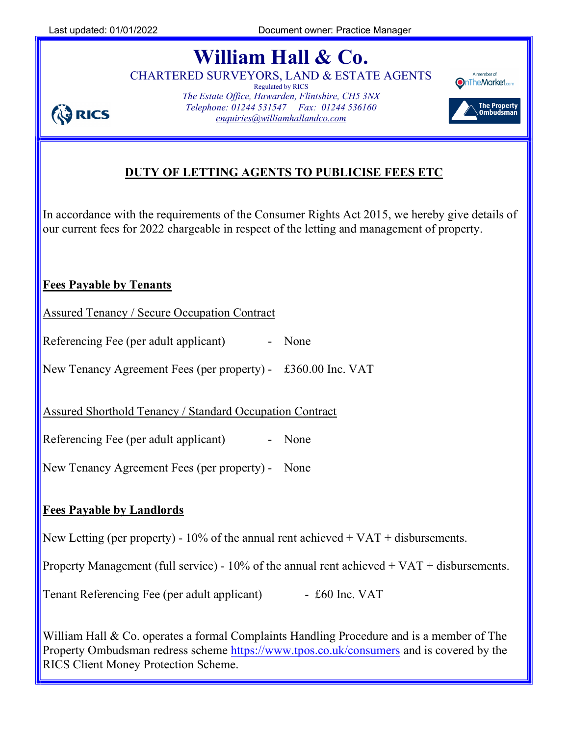# William Hall & Co.

CHARTERED SURVEYORS, LAND & ESTATE AGENTS

Regulated by RICS

*The Estate Office, Hawarden, Flintshire, CH5 3NX*
*Telephone: 01244 531547 Fax: 01244 536160*
*enquiries@williamhallandco.com*

## DUTY OF LETTING AGENTS TO PUBLICISE FEES ETC

In accordance with the requirements of the Consumer Rights Act 2015, we hereby give details of our current fees for 2022 chargeable in respect of the letting and management of property.

### Fees Payable by Tenants

Assured Tenancy / Secure Occupation Contract

Referencing Fee (per adult applicant) - None

New Tenancy Agreement Fees (per property) - £360.00 Inc. VAT

Assured Shorthold Tenancy / Standard Occupation Contract

Referencing Fee (per adult applicant) - None

New Tenancy Agreement Fees (per property) - None

### Fees Payable by Landlords

New Letting (per property) - 10% of the annual rent achieved + VAT + disbursements.

Property Management (full service) - 10% of the annual rent achieved + VAT + disbursements.

Tenant Referencing Fee (per adult applicant) - £60 Inc. VAT

William Hall & Co. operates a formal Complaints Handling Procedure and is a member of The Property Ombudsman redress scheme https://www.tpos.co.uk/consumers and is covered by the RICS Client Money Protection Scheme.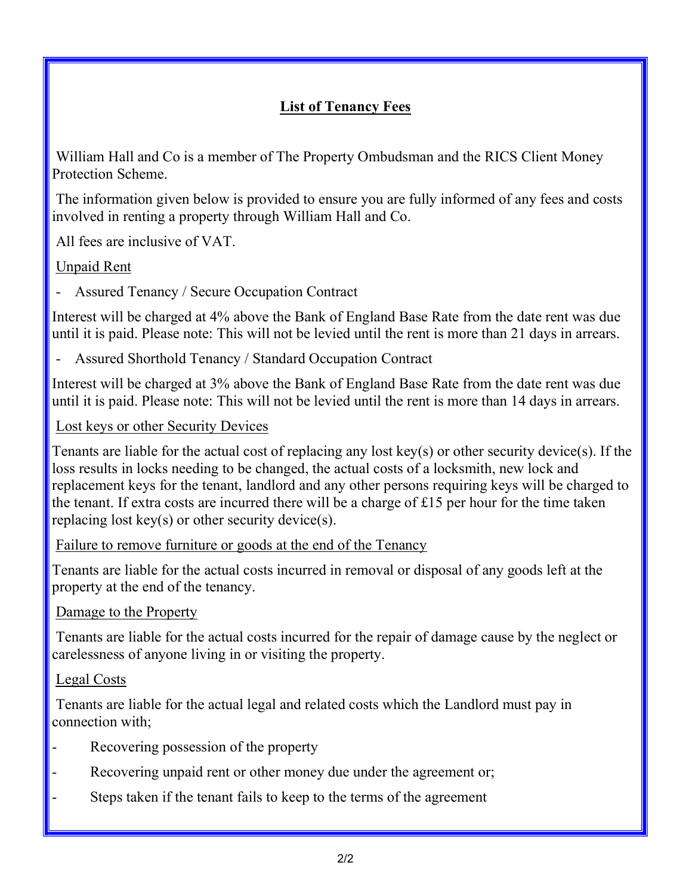# List of Tenancy Fees

William Hall and Co is a member of The Property Ombudsman and the RICS Client Money Protection Scheme.

The information given below is provided to ensure you are fully informed of any fees and costs involved in renting a property through William Hall and Co.

All fees are inclusive of VAT.

Unpaid Rent

- Assured Tenancy / Secure Occupation Contract

Interest will be charged at 4% above the Bank of England Base Rate from the date rent was due until it is paid. Please note: This will not be levied until the rent is more than 21 days in arrears.

- Assured Shorthold Tenancy / Standard Occupation Contract

Interest will be charged at 3% above the Bank of England Base Rate from the date rent was due until it is paid. Please note: This will not be levied until the rent is more than 14 days in arrears.

Lost keys or other Security Devices

Tenants are liable for the actual cost of replacing any lost key(s) or other security device(s). If the loss results in locks needing to be changed, the actual costs of a locksmith, new lock and replacement keys for the tenant, landlord and any other persons requiring keys will be charged to the tenant. If extra costs are incurred there will be a charge of £15 per hour for the time taken replacing lost key(s) or other security device(s).

Failure to remove furniture or goods at the end of the Tenancy

Tenants are liable for the actual costs incurred in removal or disposal of any goods left at the property at the end of the tenancy.

Damage to the Property

Tenants are liable for the actual costs incurred for the repair of damage cause by the neglect or carelessness of anyone living in or visiting the property.

Legal Costs

Tenants are liable for the actual legal and related costs which the Landlord must pay in connection with;

- Recovering possession of the property
- Recovering unpaid rent or other money due under the agreement or;
- Steps taken if the tenant fails to keep to the terms of the agreement